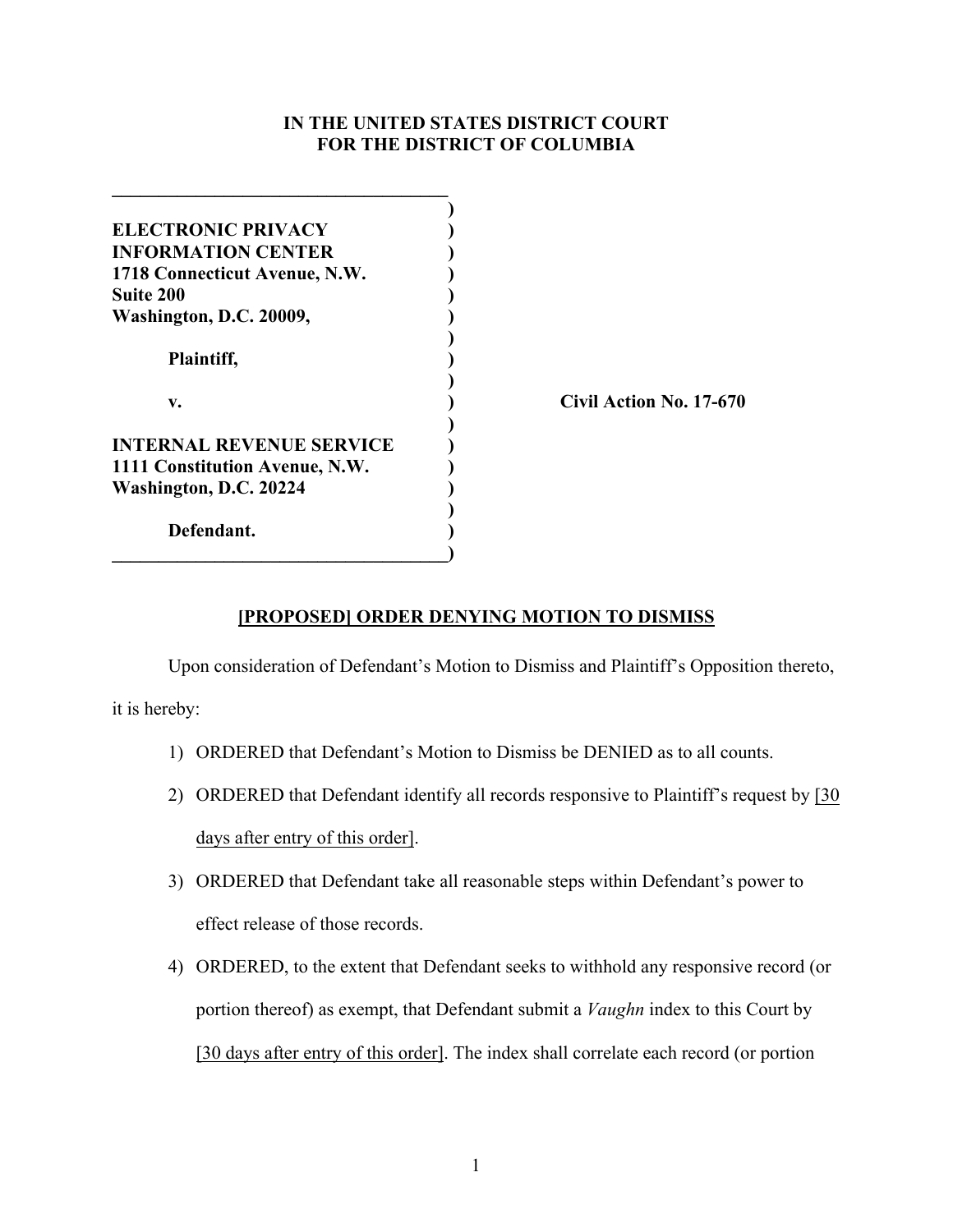**IN THE UNITED STATES DISTRICT COURT**
**FOR THE DISTRICT OF COLUMBIA**

| | |
|---|---|
| **ELECTRONIC PRIVACY INFORMATION CENTER**<br>**1718 Connecticut Avenue, N.W.**<br>**Suite 200**<br>**Washington, D.C. 20009,**<br><br>**Plaintiff,**<br><br>**v.**<br><br>**INTERNAL REVENUE SERVICE**<br>**1111 Constitution Avenue, N.W.**<br>**Washington, D.C. 20224**<br><br>**Defendant.** | **Civil Action No. 17-670** |

**[PROPOSED] ORDER DENYING MOTION TO DISMISS**

Upon consideration of Defendant's Motion to Dismiss and Plaintiff's Opposition thereto, it is hereby:

1) ORDERED that Defendant's Motion to Dismiss be DENIED as to all counts.
2) ORDERED that Defendant identify all records responsive to Plaintiff's request by [30 days after entry of this order].
3) ORDERED that Defendant take all reasonable steps within Defendant's power to effect release of those records.
4) ORDERED, to the extent that Defendant seeks to withhold any responsive record (or portion thereof) as exempt, that Defendant submit a *Vaughn* index to this Court by [30 days after entry of this order]. The index shall correlate each record (or portion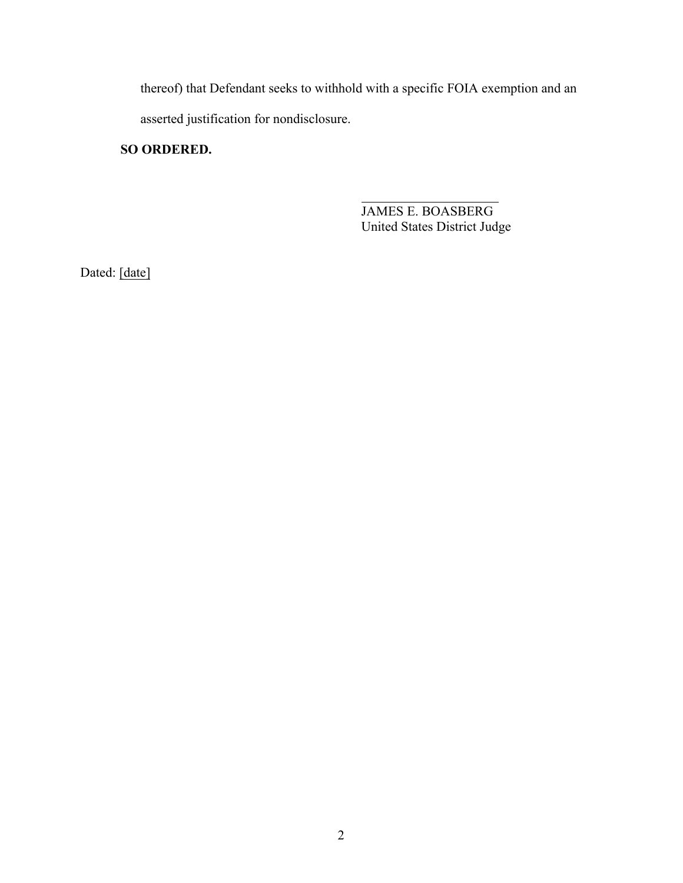thereof) that Defendant seeks to withhold with a specific FOIA exemption and an asserted justification for nondisclosure.

**SO ORDERED.**

JAMES E. BOASBERG
United States District Judge

Dated: [date]